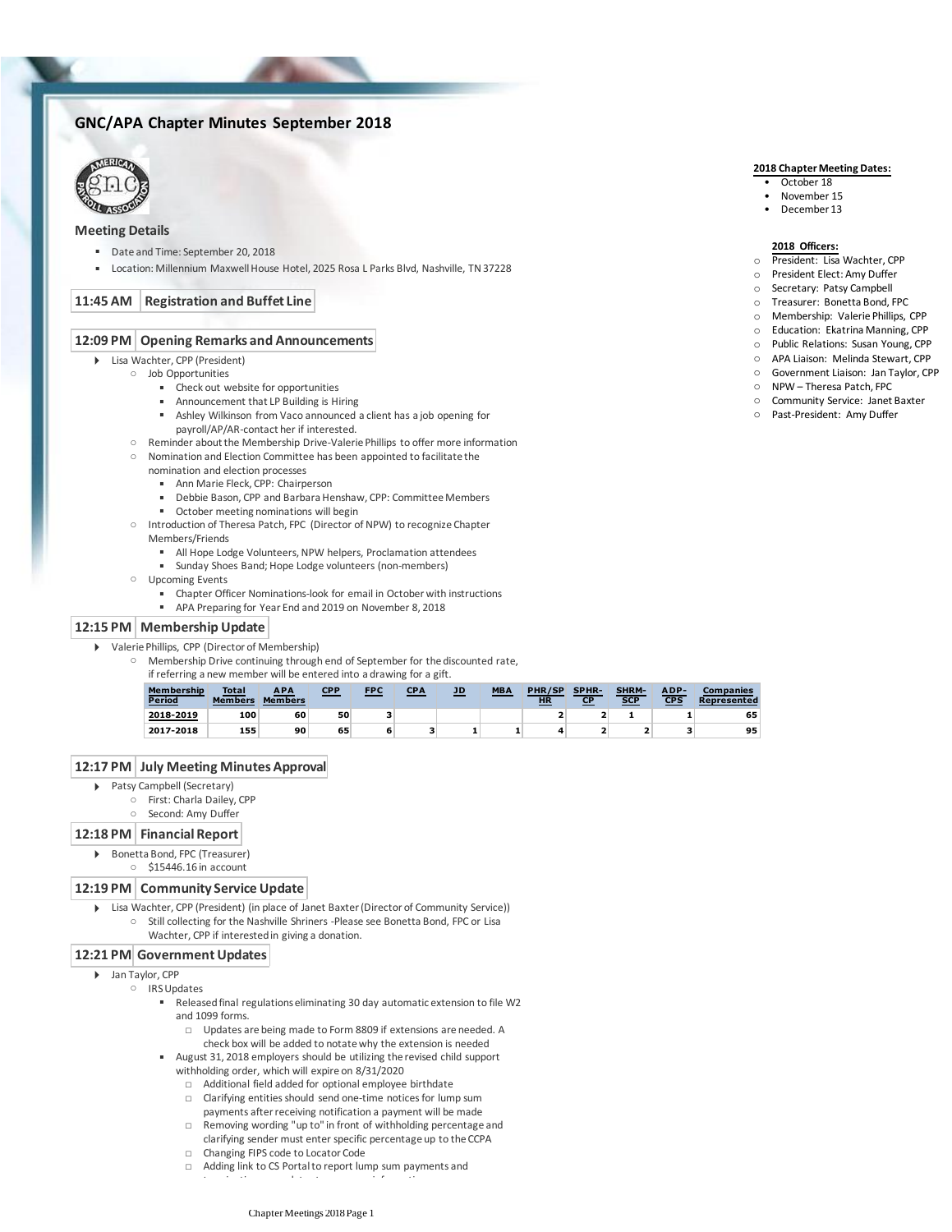# GNC/APA Chapter Minutes September 2018

**2018 Chapter Meeting Dates:**

- October 18
- November 15
- December 13

**2018 Officers:**

- President: Lisa Wachter, CPP
- President Elect: Amy Duffer
- Secretary: Patsy Campbell
- Treasurer: Bonetta Bond, FPC
- Membership: Valerie Phillips, CPP
- Education: Ekatrina Manning, CPP
- Public Relations: Susan Young, CPP
- APA Liaison: Melinda Stewart, CPP
- Government Liaison: Jan Taylor, CPP
- NPW – Theresa Patch, FPC
- Community Service: Janet Baxter
- Past-President: Amy Duffer

## Meeting Details

- Date and Time: September 20, 2018
- Location: Millennium Maxwell House Hotel, 2025 Rosa L Parks Blvd, Nashville, TN 37228

## 11:45 AM Registration and Buffet Line

## 12:09 PM Opening Remarks and Announcements

- Lisa Wachter, CPP (President)
  - Job Opportunities
    - Check out website for opportunities
    - Announcement that LP Building is Hiring
    - Ashley Wilkinson from Vaco announced a client has a job opening for payroll/AP/AR-contact her if interested.
  - Reminder about the Membership Drive-Valerie Phillips to offer more information
  - Nomination and Election Committee has been appointed to facilitate the nomination and election processes
    - Ann Marie Fleck, CPP: Chairperson
    - Debbie Bason, CPP and Barbara Henshaw, CPP: Committee Members
    - October meeting nominations will begin
  - Introduction of Theresa Patch, FPC (Director of NPW) to recognize Chapter Members/Friends
    - All Hope Lodge Volunteers, NPW helpers, Proclamation attendees
    - Sunday Shoes Band; Hope Lodge volunteers (non-members)
  - Upcoming Events
    - Chapter Officer Nominations-look for email in October with instructions
    - APA Preparing for Year End and 2019 on November 8, 2018

## 12:15 PM Membership Update

- Valerie Phillips, CPP (Director of Membership)
  - Membership Drive continuing through end of September for the discounted rate, if referring a new member will be entered into a drawing for a gift.

| Membership Period | Total Members | APA Members | CPP | FPC | CPA | JD | MBA | PHR/SPHR | SPHR-CP | SHRM-SCP | ADP-CPS | Companies Represented |
|---|---|---|---|---|---|---|---|---|---|---|---|---|
| 2018-2019 | 100 | 60 | 50 | 3 | | | | 2 | 2 | 1 | 1 | 65 |
| 2017-2018 | 155 | 90 | 65 | 6 | 3 | 1 | 1 | 4 | 2 | 2 | 3 | 95 |

## 12:17 PM July Meeting Minutes Approval

- Patsy Campbell (Secretary)
  - First: Charla Dailey, CPP
  - Second: Amy Duffer

## 12:18 PM Financial Report

- Bonetta Bond, FPC (Treasurer)
  - $15446.16 in account

## 12:19 PM Community Service Update

- Lisa Wachter, CPP (President) (in place of Janet Baxter (Director of Community Service))
  - Still collecting for the Nashville Shriners -Please see Bonetta Bond, FPC or Lisa Wachter, CPP if interested in giving a donation.

## 12:21 PM Government Updates

- Jan Taylor, CPP
  - IRS Updates
    - Released final regulations eliminating 30 day automatic extension to file W2 and 1099 forms.
      - Updates are being made to Form 8809 if extensions are needed. A check box will be added to notate why the extension is needed
    - August 31, 2018 employers should be utilizing the revised child support withholding order, which will expire on 8/31/2020
      - Additional field added for optional employee birthdate
      - Clarifying entities should send one-time notices for lump sum payments after receiving notification a payment will be made
      - Removing wording "up to" in front of withholding percentage and clarifying sender must enter specific percentage up to the CCPA
      - Changing FIPS code to Locator Code
      - Adding link to CS Portal to report lump sum payments and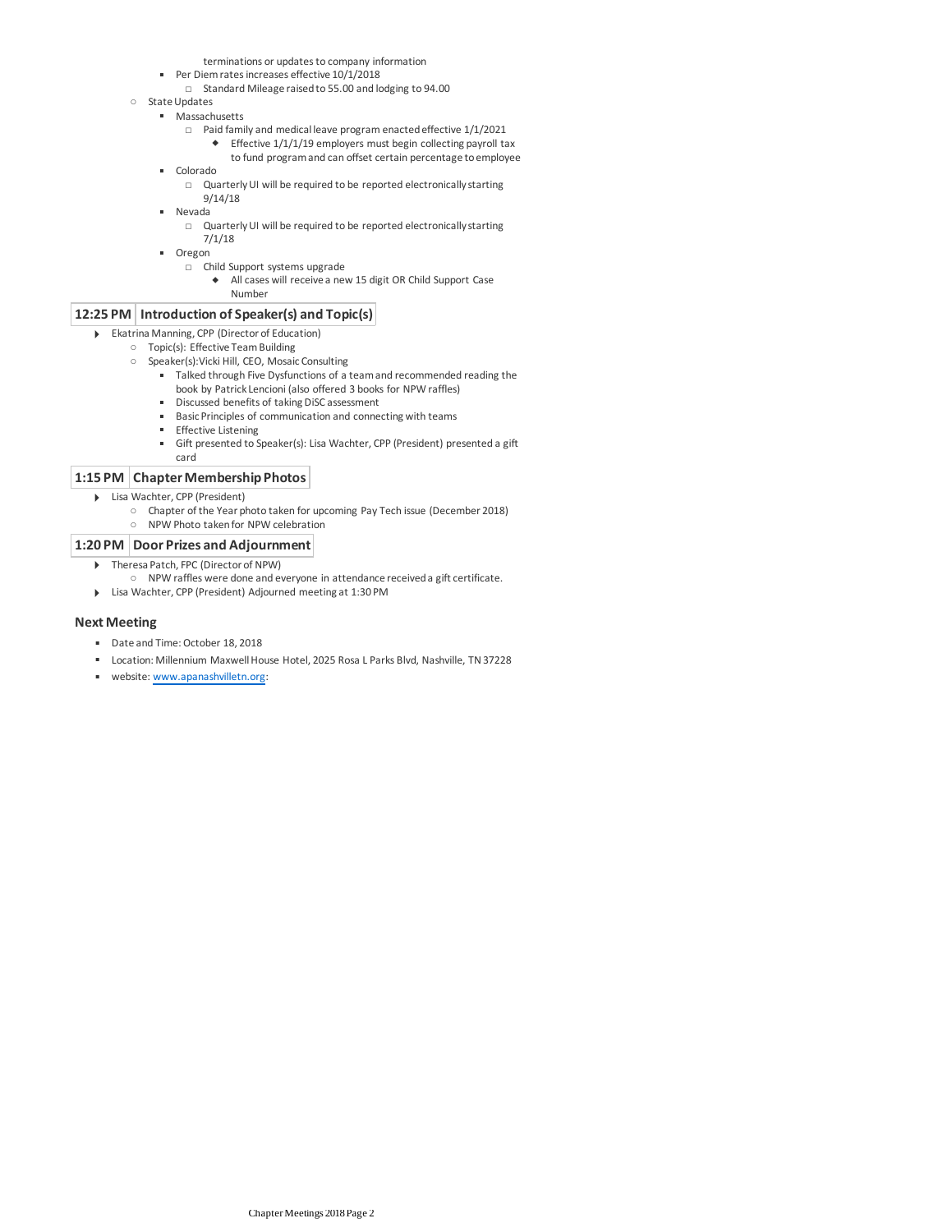- terminations or updates to company information
        - Per Diem rates increases effective 10/1/2018
            - Standard Mileage raised to 55.00 and lodging to 94.00
    - State Updates
        - Massachusetts
            - Paid family and medical leave program enacted effective 1/1/2021
                - Effective 1/1/1/19 employers must begin collecting payroll tax to fund program and can offset certain percentage to employee
        - Colorado
            - Quarterly UI will be required to be reported electronically starting 9/14/18
        - Nevada
            - Quarterly UI will be required to be reported electronically starting 7/1/18
        - Oregon
            - Child Support systems upgrade
                - All cases will receive a new 15 digit OR Child Support Case Number

### 12:25 PM | Introduction of Speaker(s) and Topic(s)

- Ekatrina Manning, CPP (Director of Education)
    - Topic(s): Effective Team Building
    - Speaker(s):Vicki Hill, CEO, Mosaic Consulting
        - Talked through Five Dysfunctions of a team and recommended reading the book by Patrick Lencioni (also offered 3 books for NPW raffles)
        - Discussed benefits of taking DiSC assessment
        - Basic Principles of communication and connecting with teams
        - Effective Listening
        - Gift presented to Speaker(s): Lisa Wachter, CPP (President) presented a gift card

### 1:15 PM | Chapter Membership Photos

- Lisa Wachter, CPP (President)
    - Chapter of the Year photo taken for upcoming Pay Tech issue (December 2018)
    - NPW Photo taken for NPW celebration

### 1:20 PM | Door Prizes and Adjournment

- Theresa Patch, FPC (Director of NPW)
    - NPW raffles were done and everyone in attendance received a gift certificate.
- Lisa Wachter, CPP (President) Adjourned meeting at 1:30 PM

## Next Meeting

- Date and Time: October 18, 2018
- Location: Millennium Maxwell House Hotel, 2025 Rosa L Parks Blvd, Nashville, TN 37228
- website: www.apanashvilletn.org: